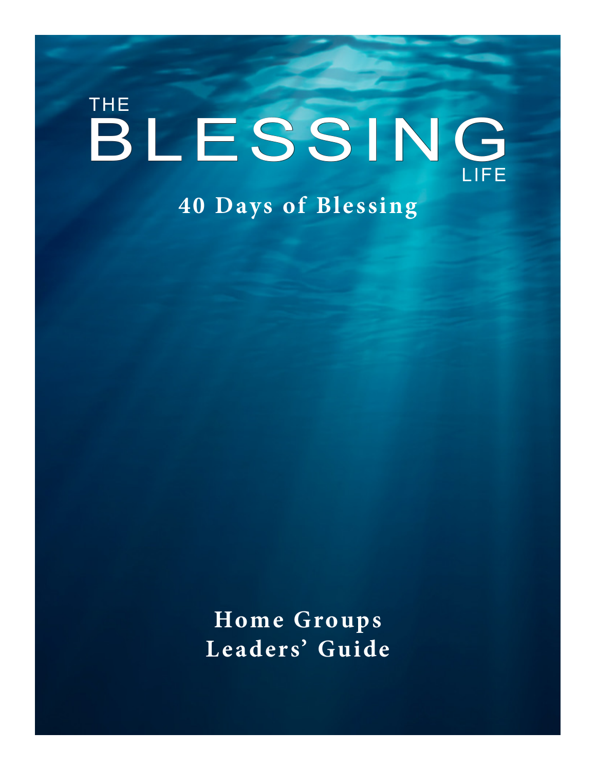# THE BLESSING LIFE

## 40 Days of Blessing

**Home Groups Leaders' Guide**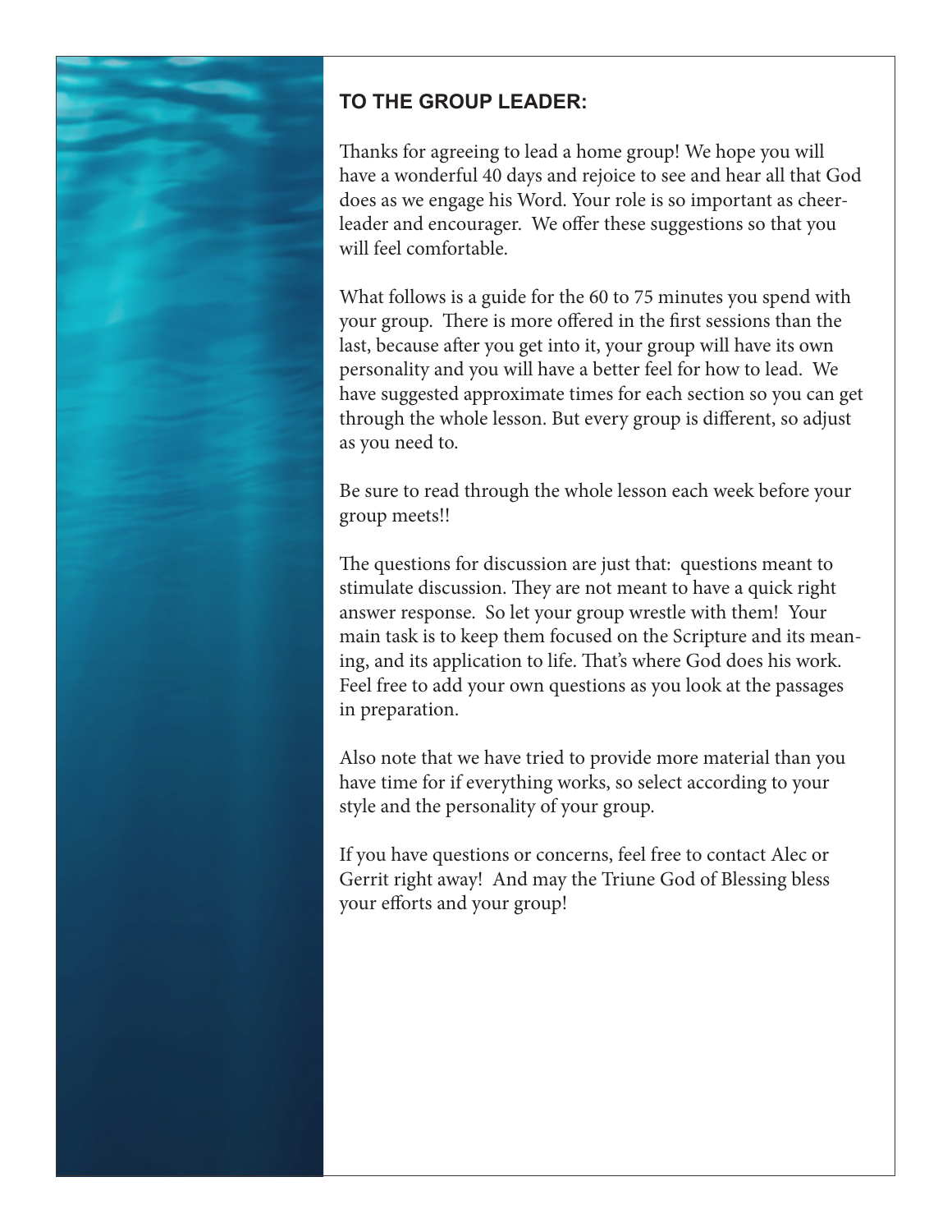## TO THE GROUP LEADER:

Thanks for agreeing to lead a home group! We hope you will have a wonderful 40 days and rejoice to see and hear all that God does as we engage his Word. Your role is so important as cheerleader and encourager. We offer these suggestions so that you will feel comfortable.

What follows is a guide for the 60 to 75 minutes you spend with your group. There is more offered in the first sessions than the last, because after you get into it, your group will have its own personality and you will have a better feel for how to lead. We have suggested approximate times for each section so you can get through the whole lesson. But every group is different, so adjust as you need to.

Be sure to read through the whole lesson each week before your group meets!!

The questions for discussion are just that: questions meant to stimulate discussion. They are not meant to have a quick right answer response. So let your group wrestle with them! Your main task is to keep them focused on the Scripture and its meaning, and its application to life. That's where God does his work. Feel free to add your own questions as you look at the passages in preparation.

Also note that we have tried to provide more material than you have time for if everything works, so select according to your style and the personality of your group.

If you have questions or concerns, feel free to contact Alec or Gerrit right away! And may the Triune God of Blessing bless your efforts and your group!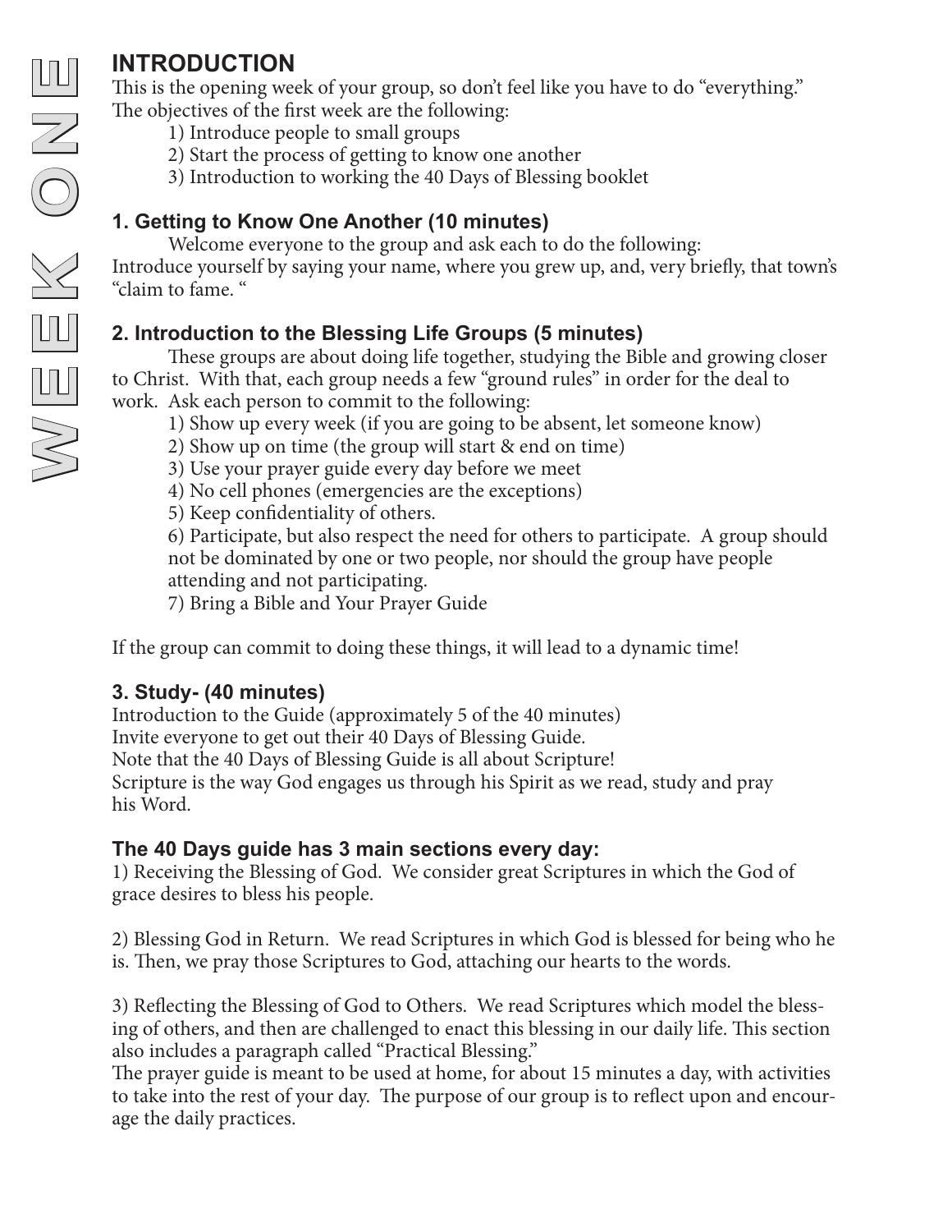# WEEK ONE

## INTRODUCTION

This is the opening week of your group, so don't feel like you have to do "everything." The objectives of the first week are the following:

1) Introduce people to small groups
2) Start the process of getting to know one another
3) Introduction to working the 40 Days of Blessing booklet

### 1. Getting to Know One Another (10 minutes)

Welcome everyone to the group and ask each to do the following:
Introduce yourself by saying your name, where you grew up, and, very briefly, that town's "claim to fame. "

### 2. Introduction to the Blessing Life Groups (5 minutes)

These groups are about doing life together, studying the Bible and growing closer to Christ. With that, each group needs a few "ground rules" in order for the deal to work. Ask each person to commit to the following:

1) Show up every week (if you are going to be absent, let someone know)
2) Show up on time (the group will start & end on time)
3) Use your prayer guide every day before we meet
4) No cell phones (emergencies are the exceptions)
5) Keep confidentiality of others.
6) Participate, but also respect the need for others to participate. A group should not be dominated by one or two people, nor should the group have people attending and not participating.
7) Bring a Bible and Your Prayer Guide

If the group can commit to doing these things, it will lead to a dynamic time!

### 3. Study- (40 minutes)

Introduction to the Guide (approximately 5 of the 40 minutes)
Invite everyone to get out their 40 Days of Blessing Guide.
Note that the 40 Days of Blessing Guide is all about Scripture!
Scripture is the way God engages us through his Spirit as we read, study and pray his Word.

### The 40 Days guide has 3 main sections every day:

1) Receiving the Blessing of God. We consider great Scriptures in which the God of grace desires to bless his people.

2) Blessing God in Return. We read Scriptures in which God is blessed for being who he is. Then, we pray those Scriptures to God, attaching our hearts to the words.

3) Reflecting the Blessing of God to Others. We read Scriptures which model the blessing of others, and then are challenged to enact this blessing in our daily life. This section also includes a paragraph called "Practical Blessing."

The prayer guide is meant to be used at home, for about 15 minutes a day, with activities to take into the rest of your day. The purpose of our group is to reflect upon and encourage the daily practices.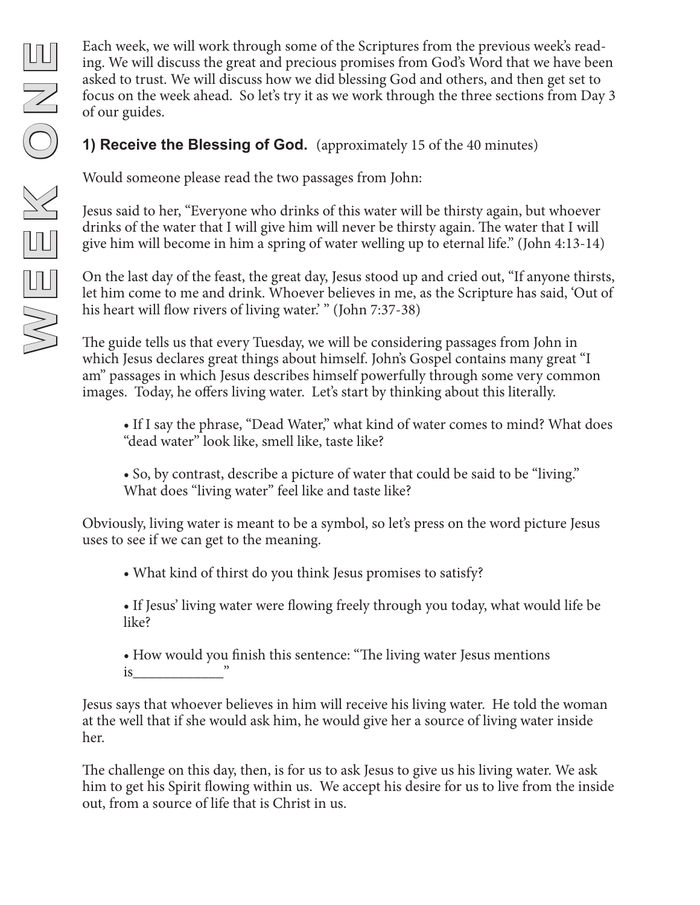# WEEK ONE

Each week, we will work through some of the Scriptures from the previous week's reading. We will discuss the great and precious promises from God's Word that we have been asked to trust. We will discuss how we did blessing God and others, and then get set to focus on the week ahead. So let's try it as we work through the three sections from Day 3 of our guides.

## 1) Receive the Blessing of God. (approximately 15 of the 40 minutes)

Would someone please read the two passages from John:

Jesus said to her, "Everyone who drinks of this water will be thirsty again, but whoever drinks of the water that I will give him will never be thirsty again. The water that I will give him will become in him a spring of water welling up to eternal life." (John 4:13-14)

On the last day of the feast, the great day, Jesus stood up and cried out, "If anyone thirsts, let him come to me and drink. Whoever believes in me, as the Scripture has said, 'Out of his heart will flow rivers of living water.' " (John 7:37-38)

The guide tells us that every Tuesday, we will be considering passages from John in which Jesus declares great things about himself. John's Gospel contains many great "I am" passages in which Jesus describes himself powerfully through some very common images. Today, he offers living water. Let's start by thinking about this literally.

- If I say the phrase, "Dead Water," what kind of water comes to mind? What does "dead water" look like, smell like, taste like?
- So, by contrast, describe a picture of water that could be said to be "living." What does "living water" feel like and taste like?

Obviously, living water is meant to be a symbol, so let's press on the word picture Jesus uses to see if we can get to the meaning.

- What kind of thirst do you think Jesus promises to satisfy?
- If Jesus' living water were flowing freely through you today, what would life be like?
- How would you finish this sentence: "The living water Jesus mentions is____________"

Jesus says that whoever believes in him will receive his living water. He told the woman at the well that if she would ask him, he would give her a source of living water inside her.

The challenge on this day, then, is for us to ask Jesus to give us his living water. We ask him to get his Spirit flowing within us. We accept his desire for us to live from the inside out, from a source of life that is Christ in us.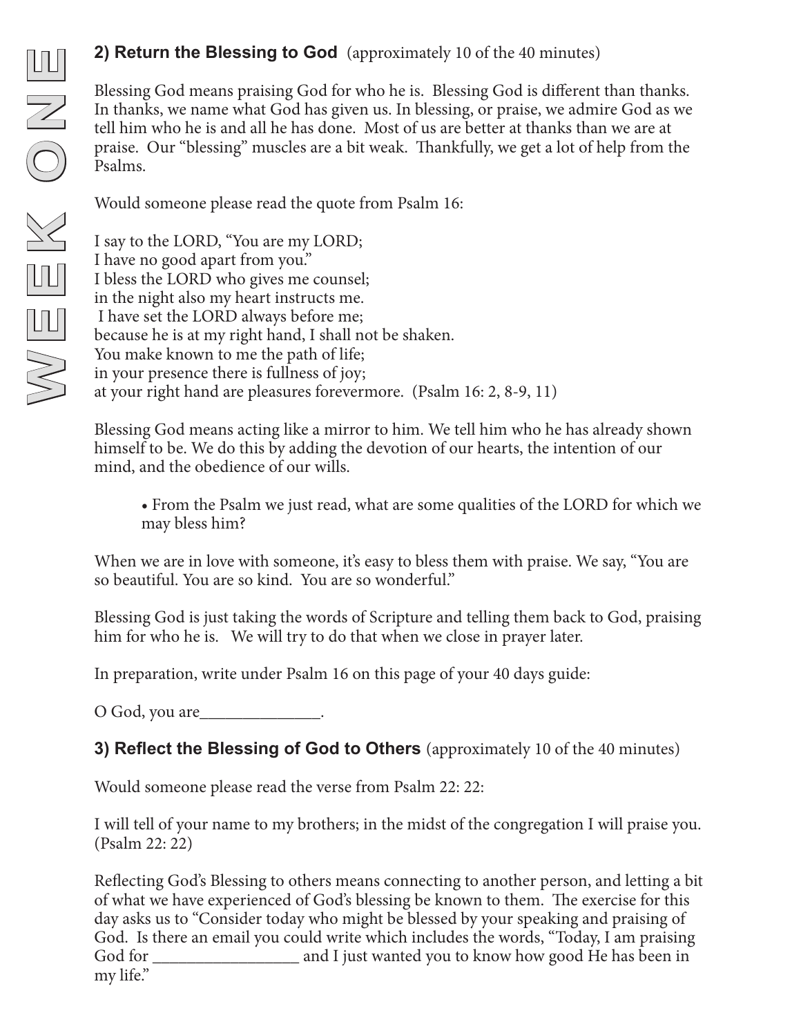## 2) Return the Blessing to God (approximately 10 of the 40 minutes)

Blessing God means praising God for who he is. Blessing God is different than thanks. In thanks, we name what God has given us. In blessing, or praise, we admire God as we tell him who he is and all he has done. Most of us are better at thanks than we are at praise. Our "blessing" muscles are a bit weak. Thankfully, we get a lot of help from the Psalms.

Would someone please read the quote from Psalm 16:

I say to the LORD, "You are my LORD;
I have no good apart from you."
I bless the LORD who gives me counsel;
in the night also my heart instructs me.
I have set the LORD always before me;
because he is at my right hand, I shall not be shaken.
You make known to me the path of life;
in your presence there is fullness of joy;
at your right hand are pleasures forevermore. (Psalm 16: 2, 8-9, 11)

Blessing God means acting like a mirror to him. We tell him who he has already shown himself to be. We do this by adding the devotion of our hearts, the intention of our mind, and the obedience of our wills.

- From the Psalm we just read, what are some qualities of the LORD for which we may bless him?

When we are in love with someone, it's easy to bless them with praise. We say, "You are so beautiful. You are so kind. You are so wonderful."

Blessing God is just taking the words of Scripture and telling them back to God, praising him for who he is. We will try to do that when we close in prayer later.

In preparation, write under Psalm 16 on this page of your 40 days guide:

O God, you are______________.

## 3) Reflect the Blessing of God to Others (approximately 10 of the 40 minutes)

Would someone please read the verse from Psalm 22: 22:

I will tell of your name to my brothers; in the midst of the congregation I will praise you. (Psalm 22: 22)

Reflecting God's Blessing to others means connecting to another person, and letting a bit of what we have experienced of God's blessing be known to them. The exercise for this day asks us to "Consider today who might be blessed by your speaking and praising of God. Is there an email you could write which includes the words, "Today, I am praising God for _________________ and I just wanted you to know how good He has been in my life."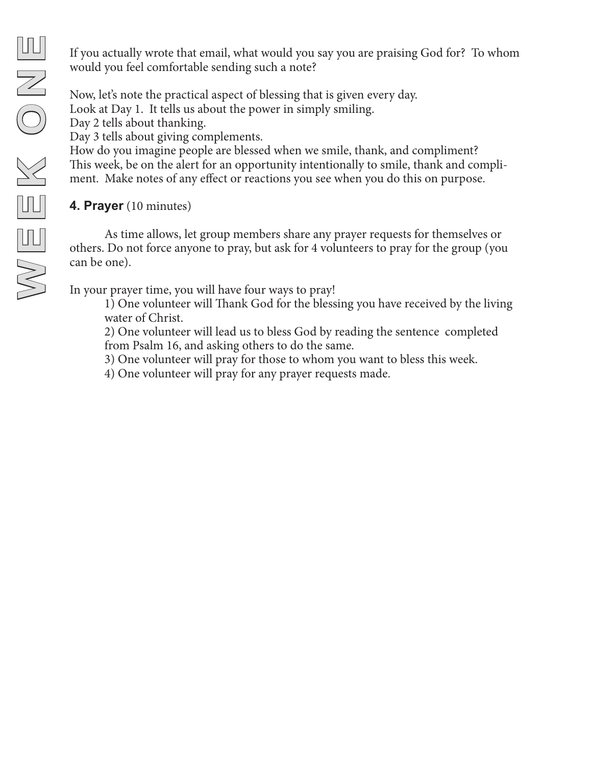If you actually wrote that email, what would you say you are praising God for? To whom would you feel comfortable sending such a note?

Now, let's note the practical aspect of blessing that is given every day.
Look at Day 1. It tells us about the power in simply smiling.
Day 2 tells about thanking.
Day 3 tells about giving complements.
How do you imagine people are blessed when we smile, thank, and compliment?
This week, be on the alert for an opportunity intentionally to smile, thank and compliment. Make notes of any effect or reactions you see when you do this on purpose.

### 4. Prayer (10 minutes)

As time allows, let group members share any prayer requests for themselves or others. Do not force anyone to pray, but ask for 4 volunteers to pray for the group (you can be one).

In your prayer time, you will have four ways to pray!

1) One volunteer will Thank God for the blessing you have received by the living water of Christ.
2) One volunteer will lead us to bless God by reading the sentence completed from Psalm 16, and asking others to do the same.
3) One volunteer will pray for those to whom you want to bless this week.
4) One volunteer will pray for any prayer requests made.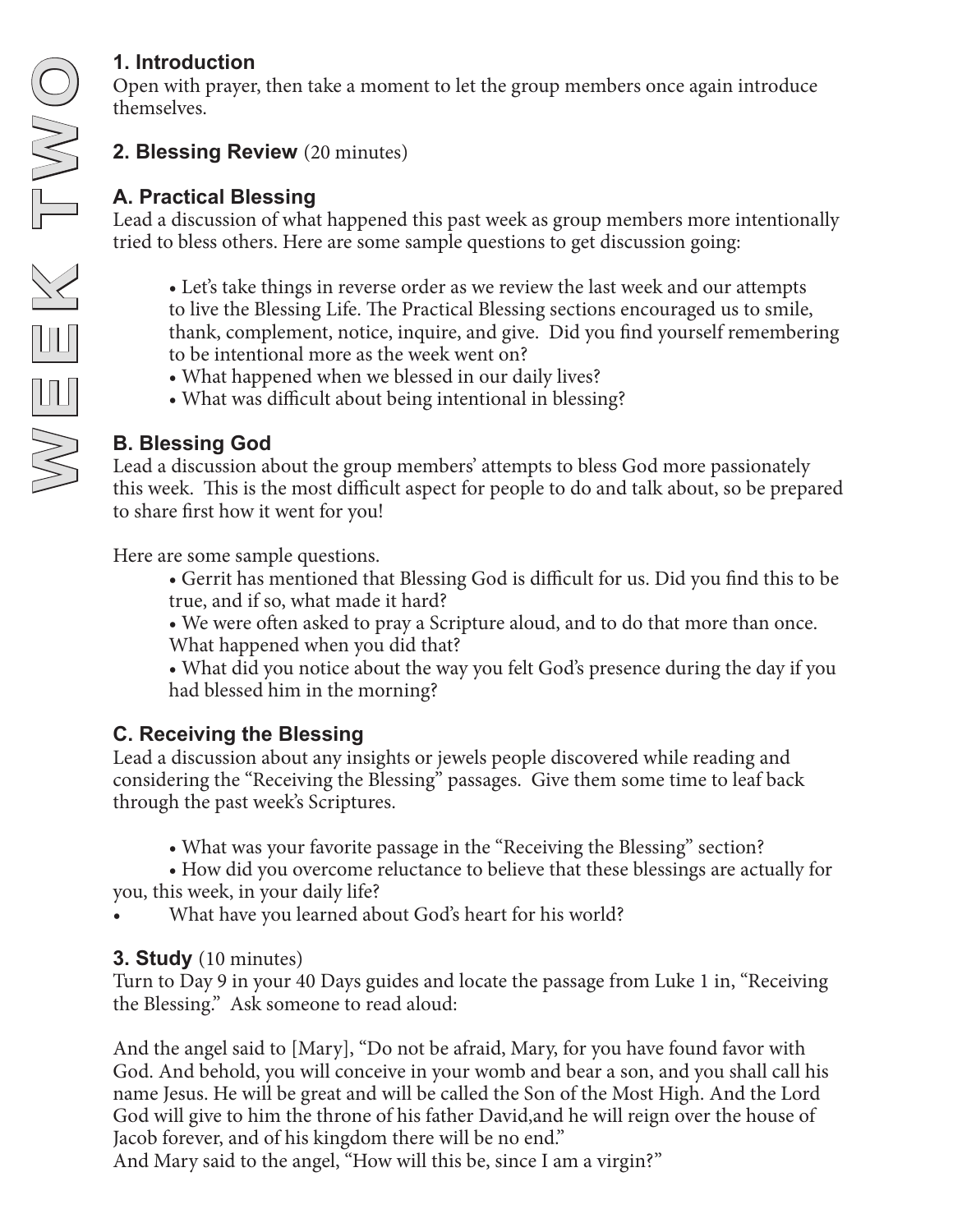# WEEK TWO

## 1. Introduction

Open with prayer, then take a moment to let the group members once again introduce themselves.

## 2. Blessing Review (20 minutes)

### A. Practical Blessing

Lead a discussion of what happened this past week as group members more intentionally tried to bless others. Here are some sample questions to get discussion going:

- Let's take things in reverse order as we review the last week and our attempts to live the Blessing Life. The Practical Blessing sections encouraged us to smile, thank, complement, notice, inquire, and give. Did you find yourself remembering to be intentional more as the week went on?
- What happened when we blessed in our daily lives?
- What was difficult about being intentional in blessing?

### B. Blessing God

Lead a discussion about the group members' attempts to bless God more passionately this week. This is the most difficult aspect for people to do and talk about, so be prepared to share first how it went for you!

Here are some sample questions.

- Gerrit has mentioned that Blessing God is difficult for us. Did you find this to be true, and if so, what made it hard?
- We were often asked to pray a Scripture aloud, and to do that more than once. What happened when you did that?
- What did you notice about the way you felt God's presence during the day if you had blessed him in the morning?

### C. Receiving the Blessing

Lead a discussion about any insights or jewels people discovered while reading and considering the "Receiving the Blessing" passages. Give them some time to leaf back through the past week's Scriptures.

- What was your favorite passage in the "Receiving the Blessing" section?
- How did you overcome reluctance to believe that these blessings are actually for you, this week, in your daily life?
- What have you learned about God's heart for his world?

## 3. Study (10 minutes)

Turn to Day 9 in your 40 Days guides and locate the passage from Luke 1 in, "Receiving the Blessing." Ask someone to read aloud:

And the angel said to [Mary], "Do not be afraid, Mary, for you have found favor with God. And behold, you will conceive in your womb and bear a son, and you shall call his name Jesus. He will be great and will be called the Son of the Most High. And the Lord God will give to him the throne of his father David,and he will reign over the house of Jacob forever, and of his kingdom there will be no end."

And Mary said to the angel, "How will this be, since I am a virgin?"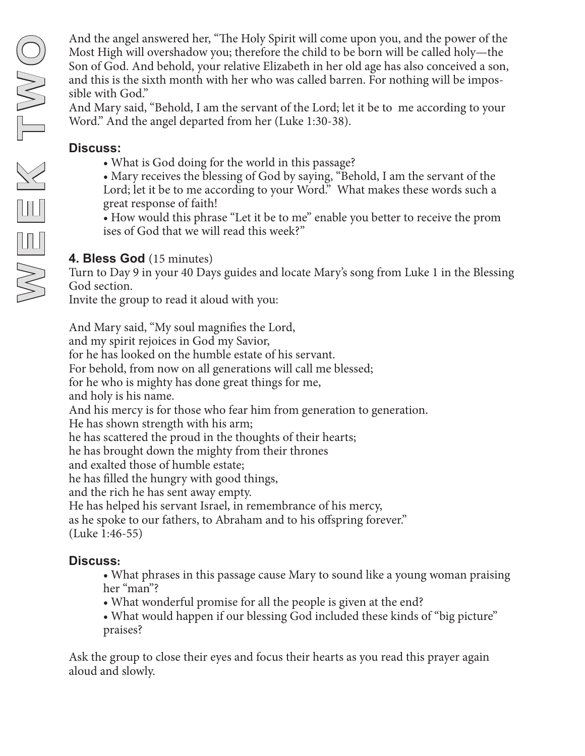And the angel answered her, "The Holy Spirit will come upon you, and the power of the Most High will overshadow you; therefore the child to be born will be called holy—the Son of God. And behold, your relative Elizabeth in her old age has also conceived a son, and this is the sixth month with her who was called barren. For nothing will be impossible with God."

And Mary said, "Behold, I am the servant of the Lord; let it be to me according to your Word." And the angel departed from her (Luke 1:30-38).

**Discuss:**

- What is God doing for the world in this passage?
- Mary receives the blessing of God by saying, "Behold, I am the servant of the Lord; let it be to me according to your Word." What makes these words such a great response of faith!
- How would this phrase "Let it be to me" enable you better to receive the prom ises of God that we will read this week?"

## 4. Bless God (15 minutes)

Turn to Day 9 in your 40 Days guides and locate Mary's song from Luke 1 in the Blessing God section.

Invite the group to read it aloud with you:

And Mary said, "My soul magnifies the Lord,
and my spirit rejoices in God my Savior,
for he has looked on the humble estate of his servant.
For behold, from now on all generations will call me blessed;
for he who is mighty has done great things for me,
and holy is his name.
And his mercy is for those who fear him from generation to generation.
He has shown strength with his arm;
he has scattered the proud in the thoughts of their hearts;
he has brought down the mighty from their thrones
and exalted those of humble estate;
he has filled the hungry with good things,
and the rich he has sent away empty.
He has helped his servant Israel, in remembrance of his mercy,
as he spoke to our fathers, to Abraham and to his offspring forever."
(Luke 1:46-55)

**Discuss:**

- What phrases in this passage cause Mary to sound like a young woman praising her "man"?
- What wonderful promise for all the people is given at the end?
- What would happen if our blessing God included these kinds of "big picture" praises?

Ask the group to close their eyes and focus their hearts as you read this prayer again aloud and slowly.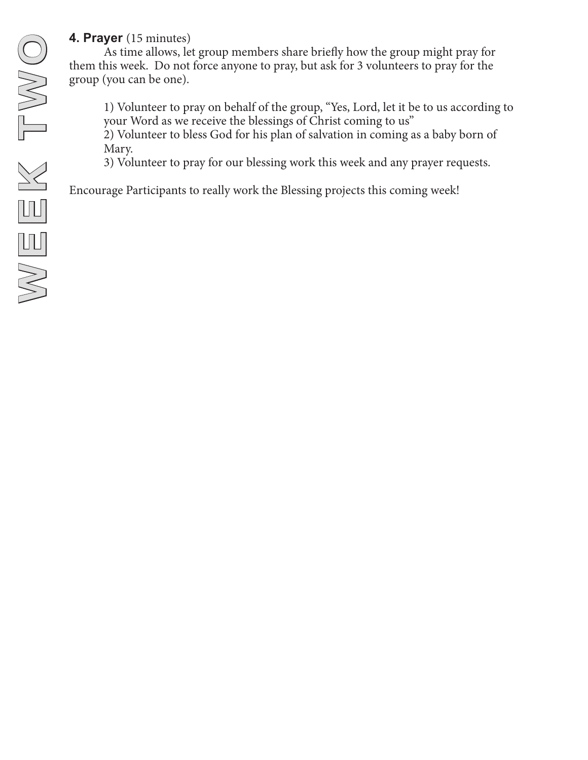**4. Prayer** (15 minutes)

As time allows, let group members share briefly how the group might pray for them this week. Do not force anyone to pray, but ask for 3 volunteers to pray for the group (you can be one).

1) Volunteer to pray on behalf of the group, "Yes, Lord, let it be to us according to your Word as we receive the blessings of Christ coming to us"
2) Volunteer to bless God for his plan of salvation in coming as a baby born of Mary.
3) Volunteer to pray for our blessing work this week and any prayer requests.

Encourage Participants to really work the Blessing projects this coming week!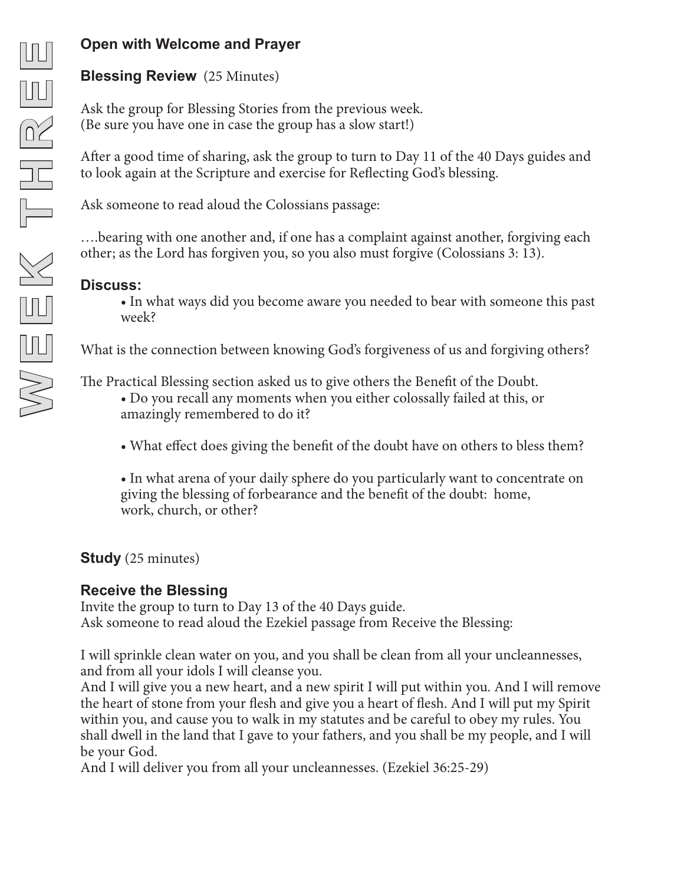# WEEK THREE

## Open with Welcome and Prayer

**Blessing Review** (25 Minutes)

Ask the group for Blessing Stories from the previous week.
(Be sure you have one in case the group has a slow start!)

After a good time of sharing, ask the group to turn to Day 11 of the 40 Days guides and to look again at the Scripture and exercise for Reflecting God's blessing.

Ask someone to read aloud the Colossians passage:

….bearing with one another and, if one has a complaint against another, forgiving each other; as the Lord has forgiven you, so you also must forgive (Colossians 3: 13).

**Discuss:**

- In what ways did you become aware you needed to bear with someone this past week?

What is the connection between knowing God's forgiveness of us and forgiving others?

The Practical Blessing section asked us to give others the Benefit of the Doubt.

- Do you recall any moments when you either colossally failed at this, or amazingly remembered to do it?
- What effect does giving the benefit of the doubt have on others to bless them?
- In what arena of your daily sphere do you particularly want to concentrate on giving the blessing of forbearance and the benefit of the doubt: home, work, church, or other?

**Study** (25 minutes)

**Receive the Blessing**

Invite the group to turn to Day 13 of the 40 Days guide.
Ask someone to read aloud the Ezekiel passage from Receive the Blessing:

I will sprinkle clean water on you, and you shall be clean from all your uncleannesses, and from all your idols I will cleanse you.
And I will give you a new heart, and a new spirit I will put within you. And I will remove the heart of stone from your flesh and give you a heart of flesh. And I will put my Spirit within you, and cause you to walk in my statutes and be careful to obey my rules. You shall dwell in the land that I gave to your fathers, and you shall be my people, and I will be your God.
And I will deliver you from all your uncleannesses. (Ezekiel 36:25-29)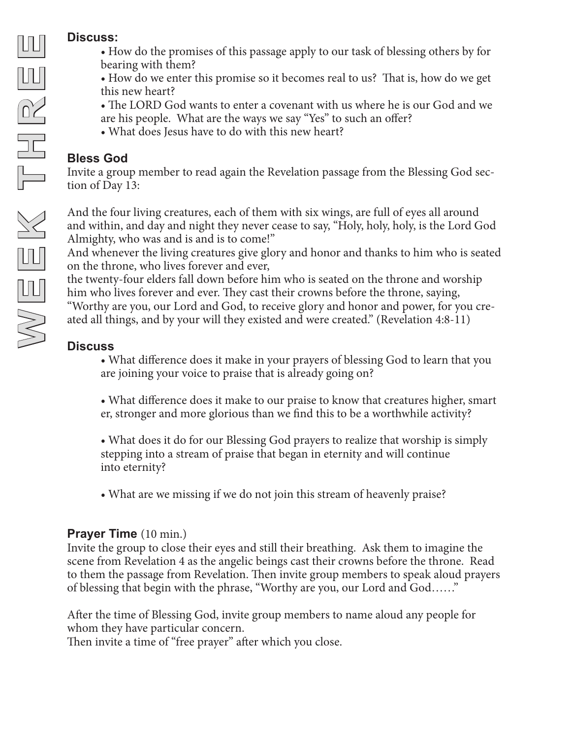**Discuss:**

- How do the promises of this passage apply to our task of blessing others by for bearing with them?
- How do we enter this promise so it becomes real to us? That is, how do we get this new heart?
- The LORD God wants to enter a covenant with us where he is our God and we are his people. What are the ways we say "Yes" to such an offer?
- What does Jesus have to do with this new heart?

## Bless God

Invite a group member to read again the Revelation passage from the Blessing God section of Day 13:

And the four living creatures, each of them with six wings, are full of eyes all around and within, and day and night they never cease to say, "Holy, holy, holy, is the Lord God Almighty, who was and is and is to come!"
And whenever the living creatures give glory and honor and thanks to him who is seated on the throne, who lives forever and ever,
the twenty-four elders fall down before him who is seated on the throne and worship him who lives forever and ever. They cast their crowns before the throne, saying, "Worthy are you, our Lord and God, to receive glory and honor and power, for you created all things, and by your will they existed and were created." (Revelation 4:8-11)

## Discuss

- What difference does it make in your prayers of blessing God to learn that you are joining your voice to praise that is already going on?

- What difference does it make to our praise to know that creatures higher, smarter, stronger and more glorious than we find this to be a worthwhile activity?

- What does it do for our Blessing God prayers to realize that worship is simply stepping into a stream of praise that began in eternity and will continue into eternity?

- What are we missing if we do not join this stream of heavenly praise?

## Prayer Time (10 min.)

Invite the group to close their eyes and still their breathing. Ask them to imagine the scene from Revelation 4 as the angelic beings cast their crowns before the throne. Read to them the passage from Revelation. Then invite group members to speak aloud prayers of blessing that begin with the phrase, "Worthy are you, our Lord and God……"

After the time of Blessing God, invite group members to name aloud any people for whom they have particular concern.
Then invite a time of "free prayer" after which you close.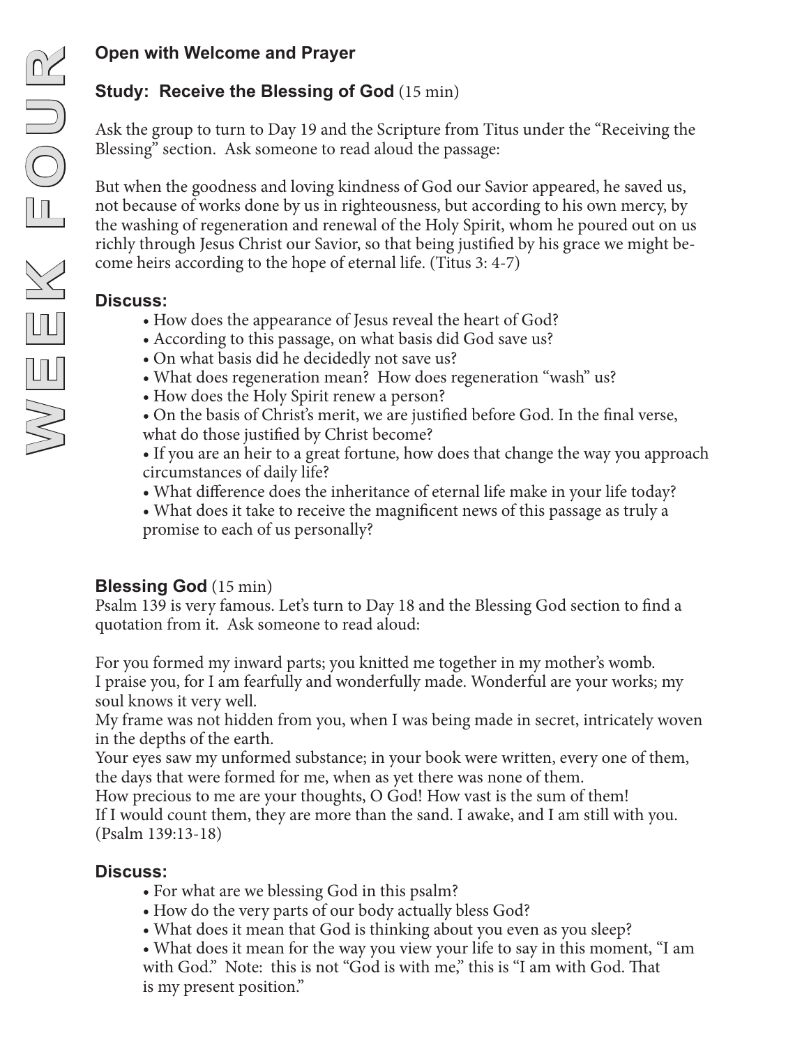# WEEK FOUR

## Open with Welcome and Prayer

## Study: Receive the Blessing of God (15 min)

Ask the group to turn to Day 19 and the Scripture from Titus under the "Receiving the Blessing" section. Ask someone to read aloud the passage:

But when the goodness and loving kindness of God our Savior appeared, he saved us, not because of works done by us in righteousness, but according to his own mercy, by the washing of regeneration and renewal of the Holy Spirit, whom he poured out on us richly through Jesus Christ our Savior, so that being justified by his grace we might become heirs according to the hope of eternal life. (Titus 3: 4-7)

### Discuss:

- How does the appearance of Jesus reveal the heart of God?
- According to this passage, on what basis did God save us?
- On what basis did he decidedly not save us?
- What does regeneration mean? How does regeneration "wash" us?
- How does the Holy Spirit renew a person?
- On the basis of Christ's merit, we are justified before God. In the final verse, what do those justified by Christ become?
- If you are an heir to a great fortune, how does that change the way you approach circumstances of daily life?
- What difference does the inheritance of eternal life make in your life today?
- What does it take to receive the magnificent news of this passage as truly a promise to each of us personally?

## Blessing God (15 min)

Psalm 139 is very famous. Let's turn to Day 18 and the Blessing God section to find a quotation from it. Ask someone to read aloud:

For you formed my inward parts; you knitted me together in my mother's womb.
I praise you, for I am fearfully and wonderfully made. Wonderful are your works; my soul knows it very well.
My frame was not hidden from you, when I was being made in secret, intricately woven in the depths of the earth.
Your eyes saw my unformed substance; in your book were written, every one of them, the days that were formed for me, when as yet there was none of them.
How precious to me are your thoughts, O God! How vast is the sum of them!
If I would count them, they are more than the sand. I awake, and I am still with you.
(Psalm 139:13-18)

### Discuss:

- For what are we blessing God in this psalm?
- How do the very parts of our body actually bless God?
- What does it mean that God is thinking about you even as you sleep?
- What does it mean for the way you view your life to say in this moment, "I am with God." Note: this is not "God is with me," this is "I am with God. That is my present position."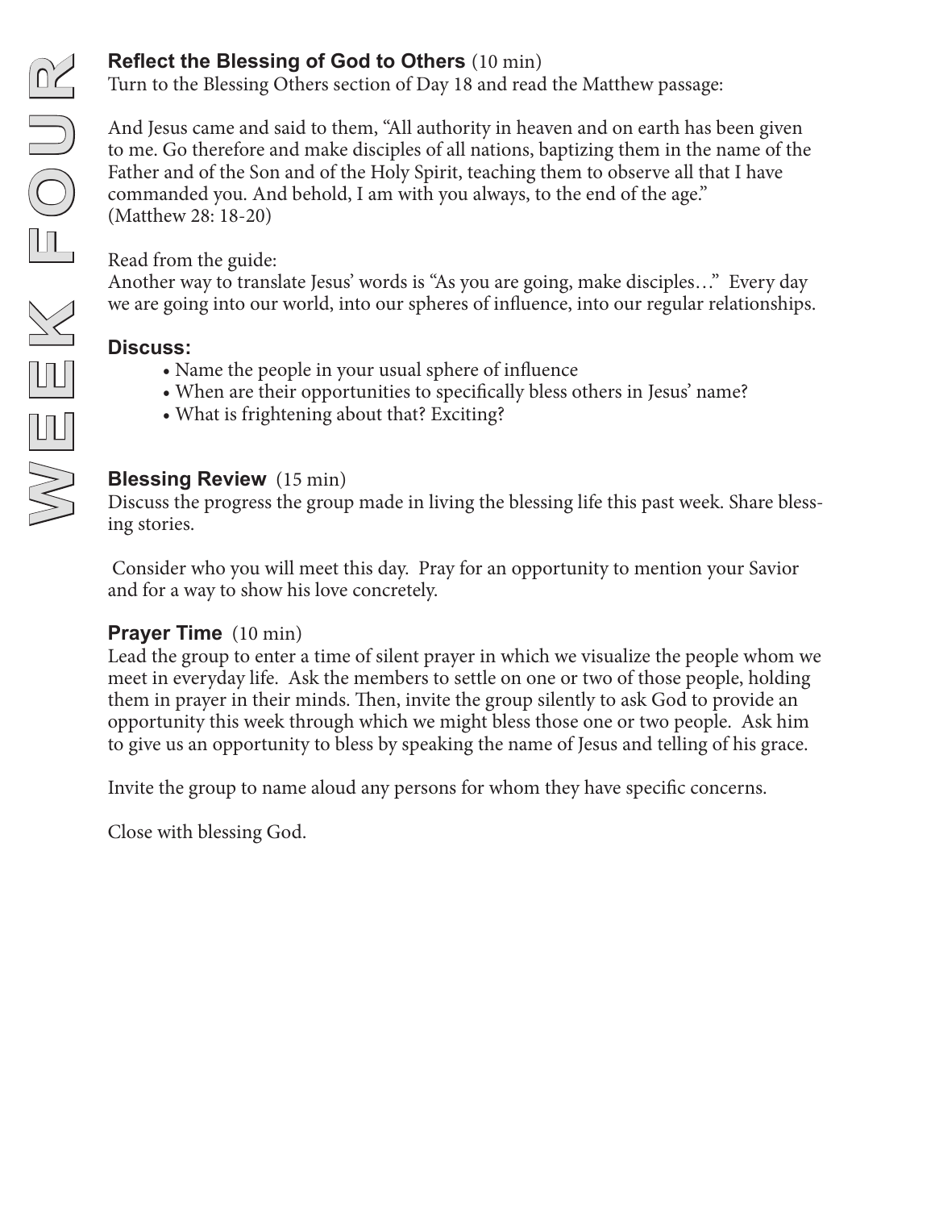### **Reflect the Blessing of God to Others** (10 min)

Turn to the Blessing Others section of Day 18 and read the Matthew passage:

And Jesus came and said to them, "All authority in heaven and on earth has been given to me. Go therefore and make disciples of all nations, baptizing them in the name of the Father and of the Son and of the Holy Spirit, teaching them to observe all that I have commanded you. And behold, I am with you always, to the end of the age." (Matthew 28: 18-20)

Read from the guide:
Another way to translate Jesus' words is "As you are going, make disciples…" Every day we are going into our world, into our spheres of influence, into our regular relationships.

**Discuss:**

- Name the people in your usual sphere of influence
- When are their opportunities to specifically bless others in Jesus' name?
- What is frightening about that? Exciting?

### **Blessing Review** (15 min)

Discuss the progress the group made in living the blessing life this past week. Share blessing stories.

Consider who you will meet this day. Pray for an opportunity to mention your Savior and for a way to show his love concretely.

### **Prayer Time** (10 min)

Lead the group to enter a time of silent prayer in which we visualize the people whom we meet in everyday life. Ask the members to settle on one or two of those people, holding them in prayer in their minds. Then, invite the group silently to ask God to provide an opportunity this week through which we might bless those one or two people. Ask him to give us an opportunity to bless by speaking the name of Jesus and telling of his grace.

Invite the group to name aloud any persons for whom they have specific concerns.

Close with blessing God.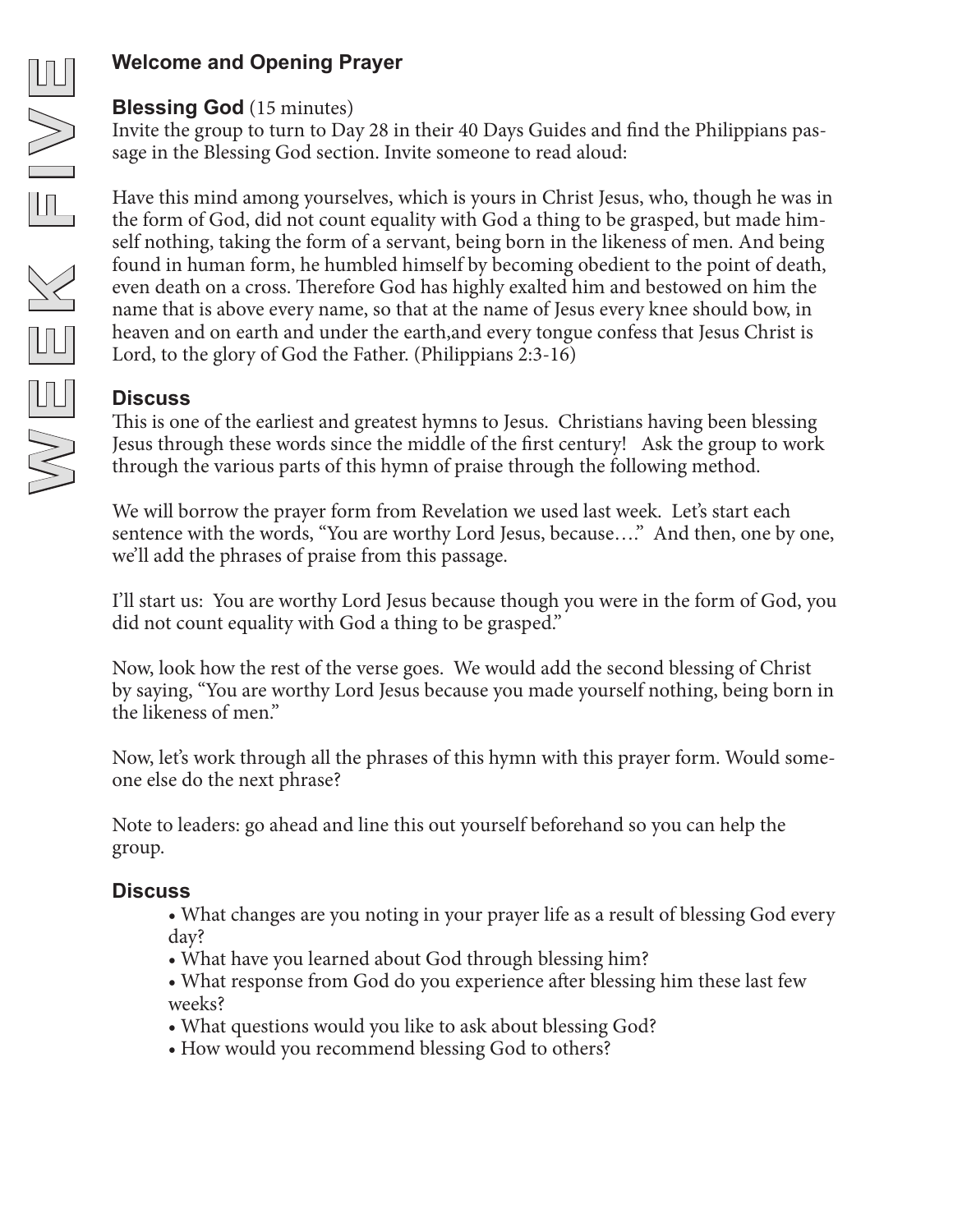# WEEK FIVE

## Welcome and Opening Prayer

### Blessing God (15 minutes)

Invite the group to turn to Day 28 in their 40 Days Guides and find the Philippians passage in the Blessing God section. Invite someone to read aloud:

Have this mind among yourselves, which is yours in Christ Jesus, who, though he was in the form of God, did not count equality with God a thing to be grasped, but made himself nothing, taking the form of a servant, being born in the likeness of men. And being found in human form, he humbled himself by becoming obedient to the point of death, even death on a cross. Therefore God has highly exalted him and bestowed on him the name that is above every name, so that at the name of Jesus every knee should bow, in heaven and on earth and under the earth,and every tongue confess that Jesus Christ is Lord, to the glory of God the Father. (Philippians 2:3-16)

### Discuss

This is one of the earliest and greatest hymns to Jesus. Christians having been blessing Jesus through these words since the middle of the first century! Ask the group to work through the various parts of this hymn of praise through the following method.

We will borrow the prayer form from Revelation we used last week. Let's start each sentence with the words, "You are worthy Lord Jesus, because…." And then, one by one, we'll add the phrases of praise from this passage.

I'll start us: You are worthy Lord Jesus because though you were in the form of God, you did not count equality with God a thing to be grasped."

Now, look how the rest of the verse goes. We would add the second blessing of Christ by saying, "You are worthy Lord Jesus because you made yourself nothing, being born in the likeness of men."

Now, let's work through all the phrases of this hymn with this prayer form. Would someone else do the next phrase?

Note to leaders: go ahead and line this out yourself beforehand so you can help the group.

### Discuss

- What changes are you noting in your prayer life as a result of blessing God every day?
- What have you learned about God through blessing him?
- What response from God do you experience after blessing him these last few weeks?
- What questions would you like to ask about blessing God?
- How would you recommend blessing God to others?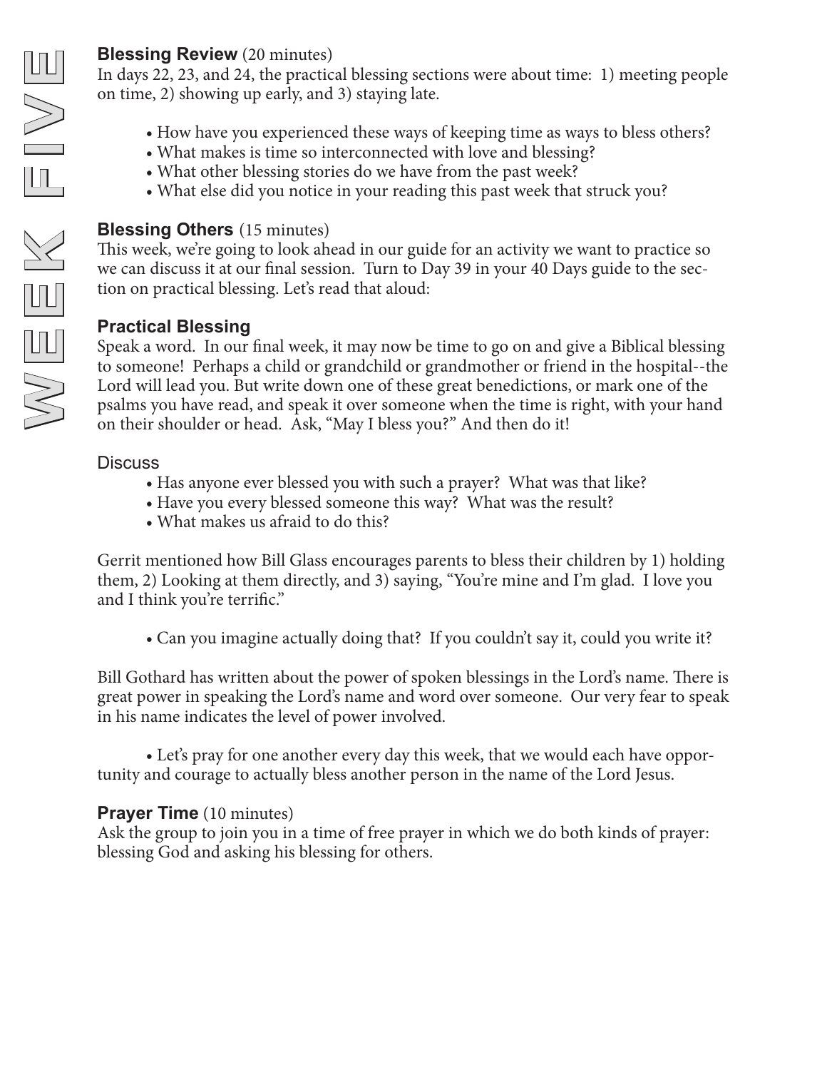# WEEK FIVE

### Blessing Review (20 minutes)

In days 22, 23, and 24, the practical blessing sections were about time: 1) meeting people on time, 2) showing up early, and 3) staying late.

- How have you experienced these ways of keeping time as ways to bless others?
- What makes is time so interconnected with love and blessing?
- What other blessing stories do we have from the past week?
- What else did you notice in your reading this past week that struck you?

### Blessing Others (15 minutes)

This week, we're going to look ahead in our guide for an activity we want to practice so we can discuss it at our final session. Turn to Day 39 in your 40 Days guide to the section on practical blessing. Let's read that aloud:

### Practical Blessing

Speak a word. In our final week, it may now be time to go on and give a Biblical blessing to someone! Perhaps a child or grandchild or grandmother or friend in the hospital--the Lord will lead you. But write down one of these great benedictions, or mark one of the psalms you have read, and speak it over someone when the time is right, with your hand on their shoulder or head. Ask, "May I bless you?" And then do it!

Discuss

- Has anyone ever blessed you with such a prayer? What was that like?
- Have you every blessed someone this way? What was the result?
- What makes us afraid to do this?

Gerrit mentioned how Bill Glass encourages parents to bless their children by 1) holding them, 2) Looking at them directly, and 3) saying, "You're mine and I'm glad. I love you and I think you're terrific."

- Can you imagine actually doing that? If you couldn't say it, could you write it?

Bill Gothard has written about the power of spoken blessings in the Lord's name. There is great power in speaking the Lord's name and word over someone. Our very fear to speak in his name indicates the level of power involved.

- Let's pray for one another every day this week, that we would each have opportunity and courage to actually bless another person in the name of the Lord Jesus.

### Prayer Time (10 minutes)

Ask the group to join you in a time of free prayer in which we do both kinds of prayer: blessing God and asking his blessing for others.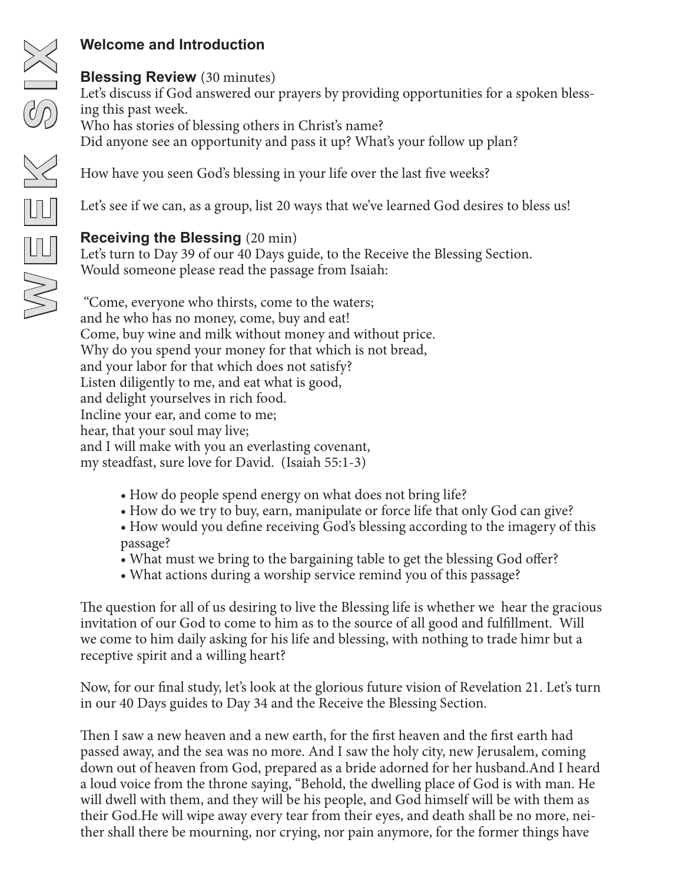# WEEK SIX

## Welcome and Introduction

**Blessing Review** (30 minutes)
Let's discuss if God answered our prayers by providing opportunities for a spoken blessing this past week.
Who has stories of blessing others in Christ's name?
Did anyone see an opportunity and pass it up? What's your follow up plan?

How have you seen God's blessing in your life over the last five weeks?

Let's see if we can, as a group, list 20 ways that we've learned God desires to bless us!

**Receiving the Blessing** (20 min)
Let's turn to Day 39 of our 40 Days guide, to the Receive the Blessing Section.
Would someone please read the passage from Isaiah:

"Come, everyone who thirsts, come to the waters;
and he who has no money, come, buy and eat!
Come, buy wine and milk without money and without price.
Why do you spend your money for that which is not bread,
and your labor for that which does not satisfy?
Listen diligently to me, and eat what is good,
and delight yourselves in rich food.
Incline your ear, and come to me;
hear, that your soul may live;
and I will make with you an everlasting covenant,
my steadfast, sure love for David. (Isaiah 55:1-3)

- How do people spend energy on what does not bring life?
- How do we try to buy, earn, manipulate or force life that only God can give?
- How would you define receiving God's blessing according to the imagery of this passage?
- What must we bring to the bargaining table to get the blessing God offer?
- What actions during a worship service remind you of this passage?

The question for all of us desiring to live the Blessing life is whether we hear the gracious invitation of our God to come to him as to the source of all good and fulfillment. Will we come to him daily asking for his life and blessing, with nothing to trade himr but a receptive spirit and a willing heart?

Now, for our final study, let's look at the glorious future vision of Revelation 21. Let's turn in our 40 Days guides to Day 34 and the Receive the Blessing Section.

Then I saw a new heaven and a new earth, for the first heaven and the first earth had passed away, and the sea was no more. And I saw the holy city, new Jerusalem, coming down out of heaven from God, prepared as a bride adorned for her husband.And I heard a loud voice from the throne saying, "Behold, the dwelling place of God is with man. He will dwell with them, and they will be his people, and God himself will be with them as their God.He will wipe away every tear from their eyes, and death shall be no more, neither shall there be mourning, nor crying, nor pain anymore, for the former things have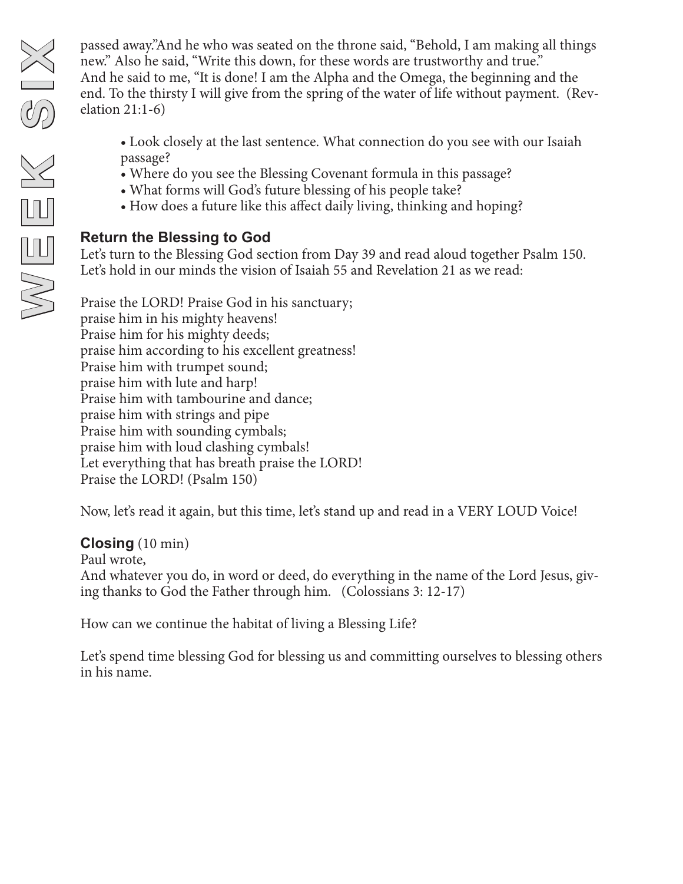passed away."And he who was seated on the throne said, "Behold, I am making all things new." Also he said, "Write this down, for these words are trustworthy and true." And he said to me, "It is done! I am the Alpha and the Omega, the beginning and the end. To the thirsty I will give from the spring of the water of life without payment. (Revelation 21:1-6)

- Look closely at the last sentence. What connection do you see with our Isaiah passage?
- Where do you see the Blessing Covenant formula in this passage?
- What forms will God's future blessing of his people take?
- How does a future like this affect daily living, thinking and hoping?

### Return the Blessing to God

Let's turn to the Blessing God section from Day 39 and read aloud together Psalm 150. Let's hold in our minds the vision of Isaiah 55 and Revelation 21 as we read:

Praise the LORD! Praise God in his sanctuary;
praise him in his mighty heavens!
Praise him for his mighty deeds;
praise him according to his excellent greatness!
Praise him with trumpet sound;
praise him with lute and harp!
Praise him with tambourine and dance;
praise him with strings and pipe
Praise him with sounding cymbals;
praise him with loud clashing cymbals!
Let everything that has breath praise the LORD!
Praise the LORD! (Psalm 150)

Now, let's read it again, but this time, let's stand up and read in a VERY LOUD Voice!

### Closing (10 min)

Paul wrote,
And whatever you do, in word or deed, do everything in the name of the Lord Jesus, giving thanks to God the Father through him. (Colossians 3: 12-17)

How can we continue the habitat of living a Blessing Life?

Let's spend time blessing God for blessing us and committing ourselves to blessing others in his name.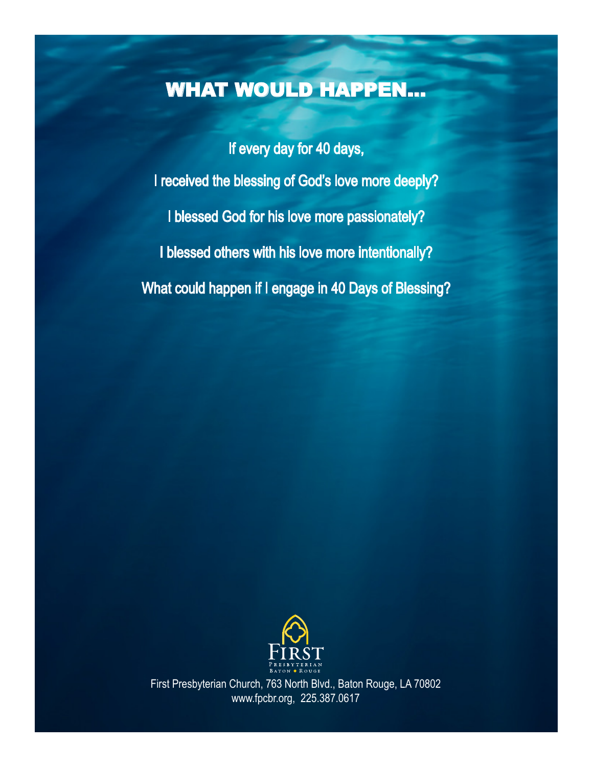# WHAT WOULD HAPPEN...

If every day for 40 days,

I received the blessing of God's love more deeply?

I blessed God for his love more passionately?

I blessed others with his love more intentionally?

What could happen if I engage in 40 Days of Blessing?

FIRST
PRESBYTERIAN
BATON ◆ ROUGE

First Presbyterian Church, 763 North Blvd., Baton Rouge, LA 70802
www.fpcbr.org, 225.387.0617